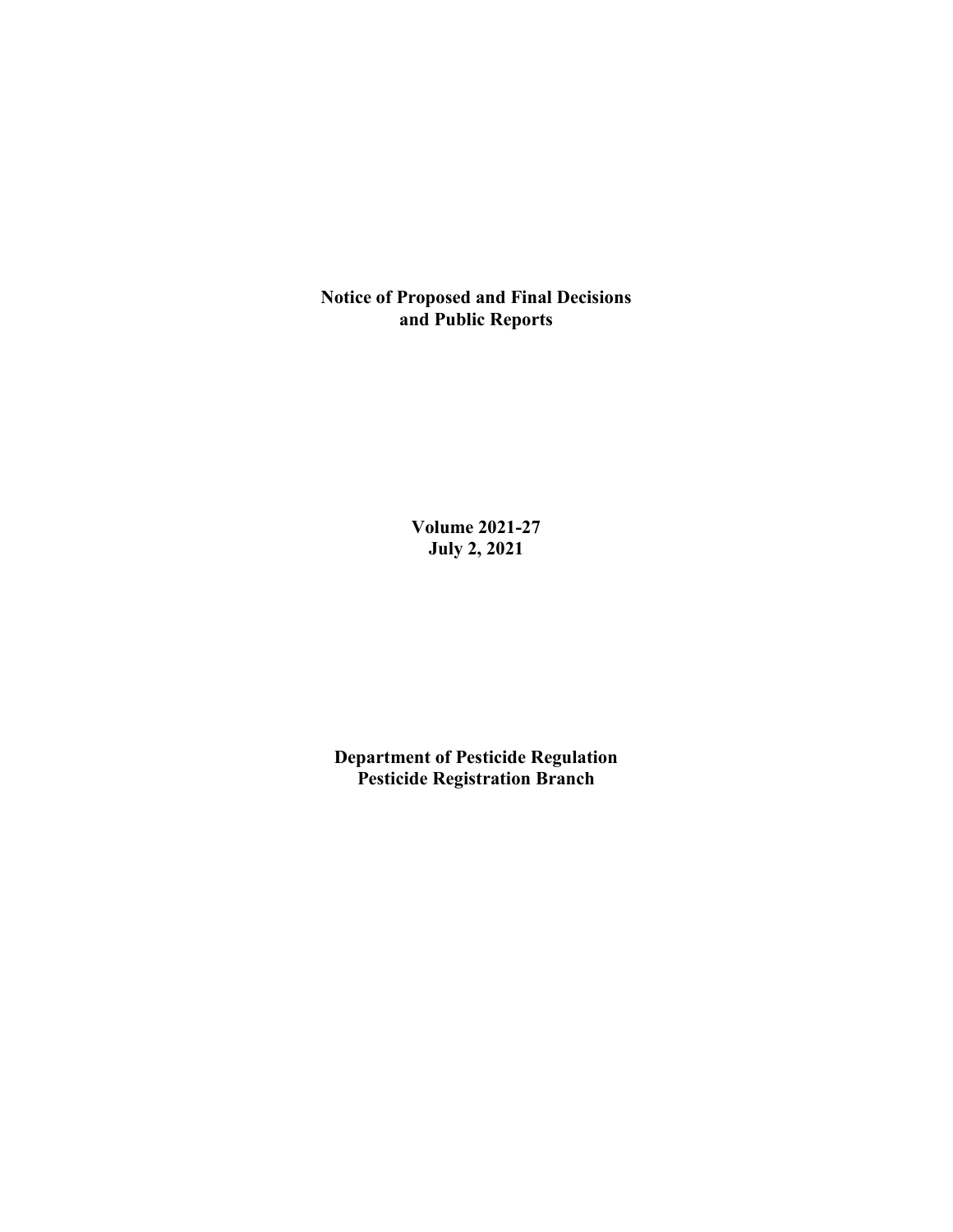# Notice of Proposed and Final Decisions and Public Reports

**Volume 2021-27**
**July 2, 2021**

**Department of Pesticide Regulation**
**Pesticide Registration Branch**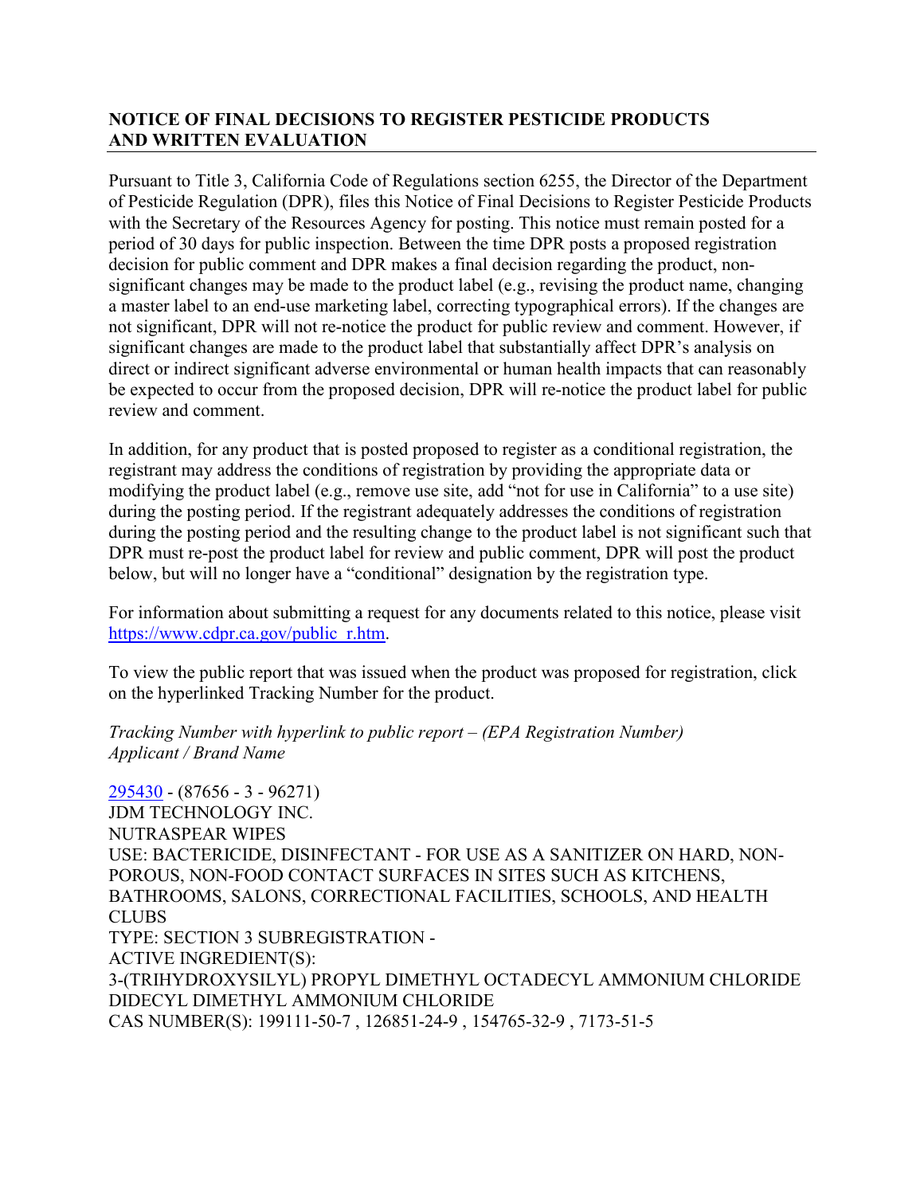## NOTICE OF FINAL DECISIONS TO REGISTER PESTICIDE PRODUCTS AND WRITTEN EVALUATION

Pursuant to Title 3, California Code of Regulations section 6255, the Director of the Department of Pesticide Regulation (DPR), files this Notice of Final Decisions to Register Pesticide Products with the Secretary of the Resources Agency for posting. This notice must remain posted for a period of 30 days for public inspection. Between the time DPR posts a proposed registration decision for public comment and DPR makes a final decision regarding the product, non-significant changes may be made to the product label (e.g., revising the product name, changing a master label to an end-use marketing label, correcting typographical errors). If the changes are not significant, DPR will not re-notice the product for public review and comment. However, if significant changes are made to the product label that substantially affect DPR's analysis on direct or indirect significant adverse environmental or human health impacts that can reasonably be expected to occur from the proposed decision, DPR will re-notice the product label for public review and comment.

In addition, for any product that is posted proposed to register as a conditional registration, the registrant may address the conditions of registration by providing the appropriate data or modifying the product label (e.g., remove use site, add "not for use in California" to a use site) during the posting period. If the registrant adequately addresses the conditions of registration during the posting period and the resulting change to the product label is not significant such that DPR must re-post the product label for review and public comment, DPR will post the product below, but will no longer have a "conditional" designation by the registration type.

For information about submitting a request for any documents related to this notice, please visit https://www.cdpr.ca.gov/public_r.htm.

To view the public report that was issued when the product was proposed for registration, click on the hyperlinked Tracking Number for the product.

*Tracking Number with hyperlink to public report – (EPA Registration Number)*
*Applicant / Brand Name*

295430 - (87656 - 3 - 96271)
JDM TECHNOLOGY INC.
NUTRASPEAR WIPES
USE: BACTERICIDE, DISINFECTANT - FOR USE AS A SANITIZER ON HARD, NON-POROUS, NON-FOOD CONTACT SURFACES IN SITES SUCH AS KITCHENS, BATHROOMS, SALONS, CORRECTIONAL FACILITIES, SCHOOLS, AND HEALTH CLUBS
TYPE: SECTION 3 SUBREGISTRATION -
ACTIVE INGREDIENT(S):
3-(TRIHYDROXYSILYL) PROPYL DIMETHYL OCTADECYL AMMONIUM CHLORIDE
DIDECYL DIMETHYL AMMONIUM CHLORIDE
CAS NUMBER(S): 199111-50-7 , 126851-24-9 , 154765-32-9 , 7173-51-5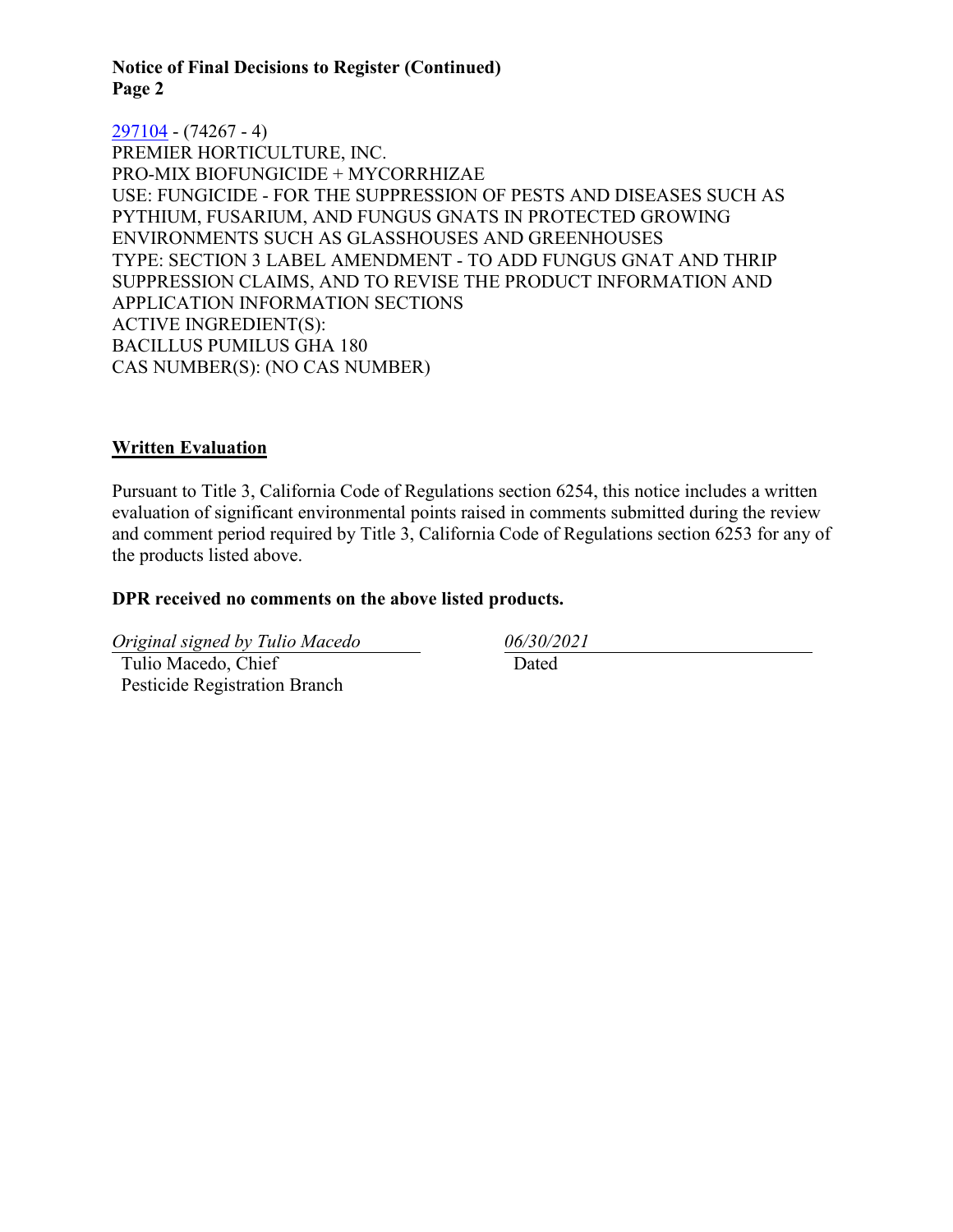[297104](297104) - (74267 - 4)
PREMIER HORTICULTURE, INC.
PRO-MIX BIOFUNGICIDE + MYCORRHIZAE
USE: FUNGICIDE - FOR THE SUPPRESSION OF PESTS AND DISEASES SUCH AS PYTHIUM, FUSARIUM, AND FUNGUS GNATS IN PROTECTED GROWING ENVIRONMENTS SUCH AS GLASSHOUSES AND GREENHOUSES
TYPE: SECTION 3 LABEL AMENDMENT - TO ADD FUNGUS GNAT AND THRIP SUPPRESSION CLAIMS, AND TO REVISE THE PRODUCT INFORMATION AND APPLICATION INFORMATION SECTIONS
ACTIVE INGREDIENT(S):
BACILLUS PUMILUS GHA 180
CAS NUMBER(S): (NO CAS NUMBER)

## Written Evaluation

Pursuant to Title 3, California Code of Regulations section 6254, this notice includes a written evaluation of significant environmental points raised in comments submitted during the review and comment period required by Title 3, California Code of Regulations section 6253 for any of the products listed above.

**DPR received no comments on the above listed products.**

*Original signed by Tulio Macedo*
Tulio Macedo, Chief
Pesticide Registration Branch

*06/30/2021*
Dated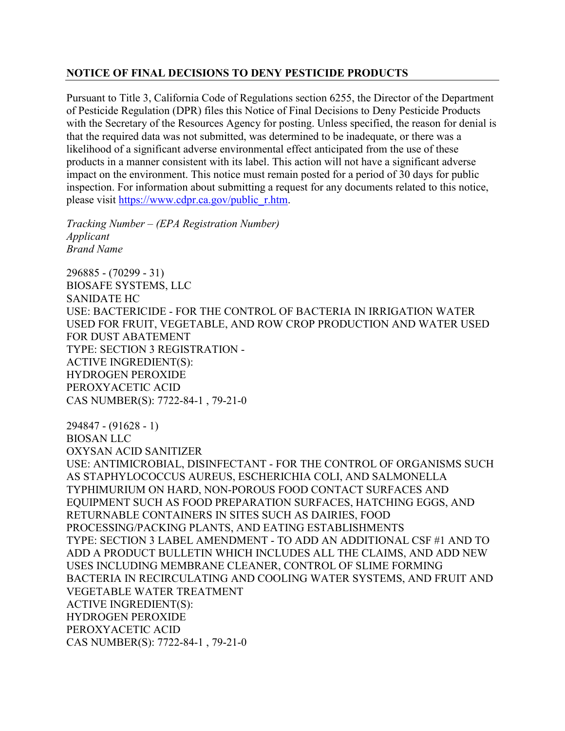## NOTICE OF FINAL DECISIONS TO DENY PESTICIDE PRODUCTS

Pursuant to Title 3, California Code of Regulations section 6255, the Director of the Department of Pesticide Regulation (DPR) files this Notice of Final Decisions to Deny Pesticide Products with the Secretary of the Resources Agency for posting. Unless specified, the reason for denial is that the required data was not submitted, was determined to be inadequate, or there was a likelihood of a significant adverse environmental effect anticipated from the use of these products in a manner consistent with its label. This action will not have a significant adverse impact on the environment. This notice must remain posted for a period of 30 days for public inspection. For information about submitting a request for any documents related to this notice, please visit [https://www.cdpr.ca.gov/public_r.htm](https://www.cdpr.ca.gov/public_r.htm).

*Tracking Number – (EPA Registration Number)*
*Applicant*
*Brand Name*

296885 - (70299 - 31)
BIOSAFE SYSTEMS, LLC
SANIDATE HC
USE: BACTERICIDE - FOR THE CONTROL OF BACTERIA IN IRRIGATION WATER USED FOR FRUIT, VEGETABLE, AND ROW CROP PRODUCTION AND WATER USED FOR DUST ABATEMENT
TYPE: SECTION 3 REGISTRATION -
ACTIVE INGREDIENT(S):
HYDROGEN PEROXIDE
PEROXYACETIC ACID
CAS NUMBER(S): 7722-84-1 , 79-21-0

294847 - (91628 - 1)
BIOSAN LLC
OXYSAN ACID SANITIZER
USE: ANTIMICROBIAL, DISINFECTANT - FOR THE CONTROL OF ORGANISMS SUCH AS STAPHYLOCOCCUS AUREUS, ESCHERICHIA COLI, AND SALMONELLA TYPHIMURIUM ON HARD, NON-POROUS FOOD CONTACT SURFACES AND EQUIPMENT SUCH AS FOOD PREPARATION SURFACES, HATCHING EGGS, AND RETURNABLE CONTAINERS IN SITES SUCH AS DAIRIES, FOOD PROCESSING/PACKING PLANTS, AND EATING ESTABLISHMENTS
TYPE: SECTION 3 LABEL AMENDMENT - TO ADD AN ADDITIONAL CSF #1 AND TO ADD A PRODUCT BULLETIN WHICH INCLUDES ALL THE CLAIMS, AND ADD NEW USES INCLUDING MEMBRANE CLEANER, CONTROL OF SLIME FORMING BACTERIA IN RECIRCULATING AND COOLING WATER SYSTEMS, AND FRUIT AND VEGETABLE WATER TREATMENT
ACTIVE INGREDIENT(S):
HYDROGEN PEROXIDE
PEROXYACETIC ACID
CAS NUMBER(S): 7722-84-1 , 79-21-0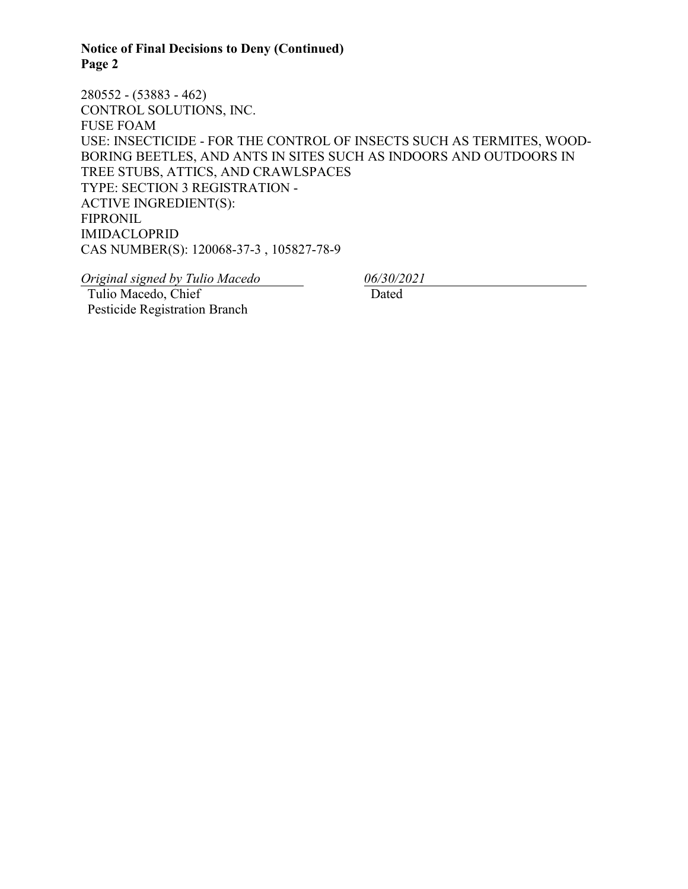**Notice of Final Decisions to Deny (Continued)**
**Page 2**

280552 - (53883 - 462)
CONTROL SOLUTIONS, INC.
FUSE FOAM
USE: INSECTICIDE - FOR THE CONTROL OF INSECTS SUCH AS TERMITES, WOOD-BORING BEETLES, AND ANTS IN SITES SUCH AS INDOORS AND OUTDOORS IN TREE STUBS, ATTICS, AND CRAWLSPACES
TYPE: SECTION 3 REGISTRATION -
ACTIVE INGREDIENT(S):
FIPRONIL
IMIDACLOPRID
CAS NUMBER(S): 120068-37-3 , 105827-78-9

*Original signed by Tulio Macedo*
Tulio Macedo, Chief
Pesticide Registration Branch

*06/30/2021*
Dated